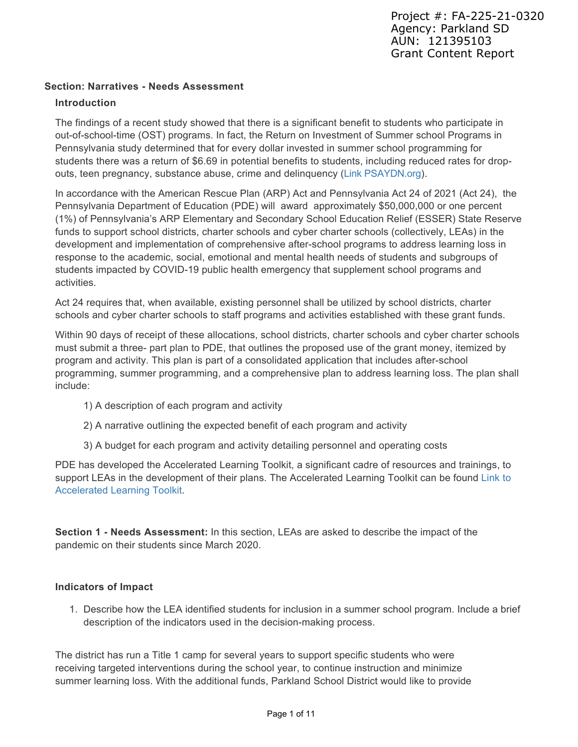Project #: FA-225-21-0320
Agency: Parkland SD
AUN: 121395103
Grant Content Report

## Section: Narratives - Needs Assessment

### Introduction

The findings of a recent study showed that there is a significant benefit to students who participate in out-of-school-time (OST) programs. In fact, the Return on Investment of Summer school Programs in Pennsylvania study determined that for every dollar invested in summer school programming for students there was a return of $6.69 in potential benefits to students, including reduced rates for drop-outs, teen pregnancy, substance abuse, crime and delinquency (Link PSAYDN.org).

In accordance with the American Rescue Plan (ARP) Act and Pennsylvania Act 24 of 2021 (Act 24), the Pennsylvania Department of Education (PDE) will award approximately $50,000,000 or one percent (1%) of Pennsylvania's ARP Elementary and Secondary School Education Relief (ESSER) State Reserve funds to support school districts, charter schools and cyber charter schools (collectively, LEAs) in the development and implementation of comprehensive after-school programs to address learning loss in response to the academic, social, emotional and mental health needs of students and subgroups of students impacted by COVID-19 public health emergency that supplement school programs and activities.

Act 24 requires that, when available, existing personnel shall be utilized by school districts, charter schools and cyber charter schools to staff programs and activities established with these grant funds.

Within 90 days of receipt of these allocations, school districts, charter schools and cyber charter schools must submit a three- part plan to PDE, that outlines the proposed use of the grant money, itemized by program and activity. This plan is part of a consolidated application that includes after-school programming, summer programming, and a comprehensive plan to address learning loss. The plan shall include:

1) A description of each program and activity

2) A narrative outlining the expected benefit of each program and activity

3) A budget for each program and activity detailing personnel and operating costs

PDE has developed the Accelerated Learning Toolkit, a significant cadre of resources and trainings, to support LEAs in the development of their plans. The Accelerated Learning Toolkit can be found Link to Accelerated Learning Toolkit.

**Section 1 - Needs Assessment:** In this section, LEAs are asked to describe the impact of the pandemic on their students since March 2020.

### Indicators of Impact

1. Describe how the LEA identified students for inclusion in a summer school program. Include a brief description of the indicators used in the decision-making process.

The district has run a Title 1 camp for several years to support specific students who were receiving targeted interventions during the school year, to continue instruction and minimize summer learning loss. With the additional funds, Parkland School District would like to provide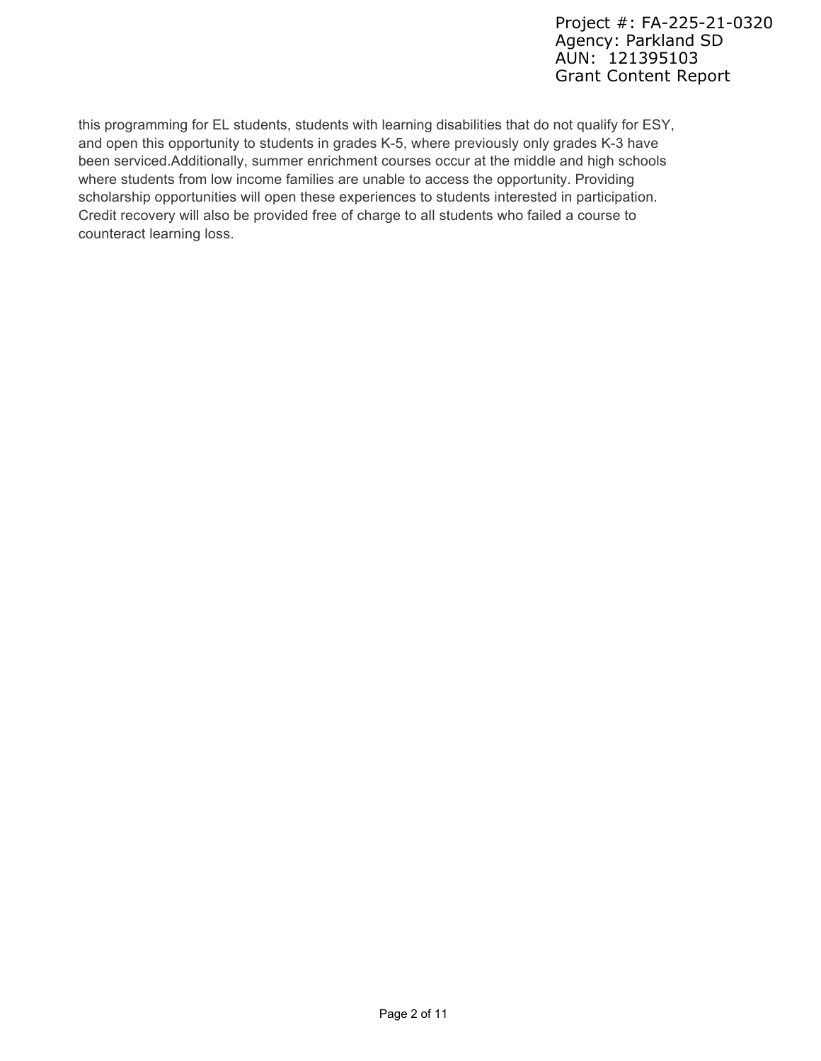this programming for EL students, students with learning disabilities that do not qualify for ESY, and open this opportunity to students in grades K-5, where previously only grades K-3 have been serviced.Additionally, summer enrichment courses occur at the middle and high schools where students from low income families are unable to access the opportunity. Providing scholarship opportunities will open these experiences to students interested in participation. Credit recovery will also be provided free of charge to all students who failed a course to counteract learning loss.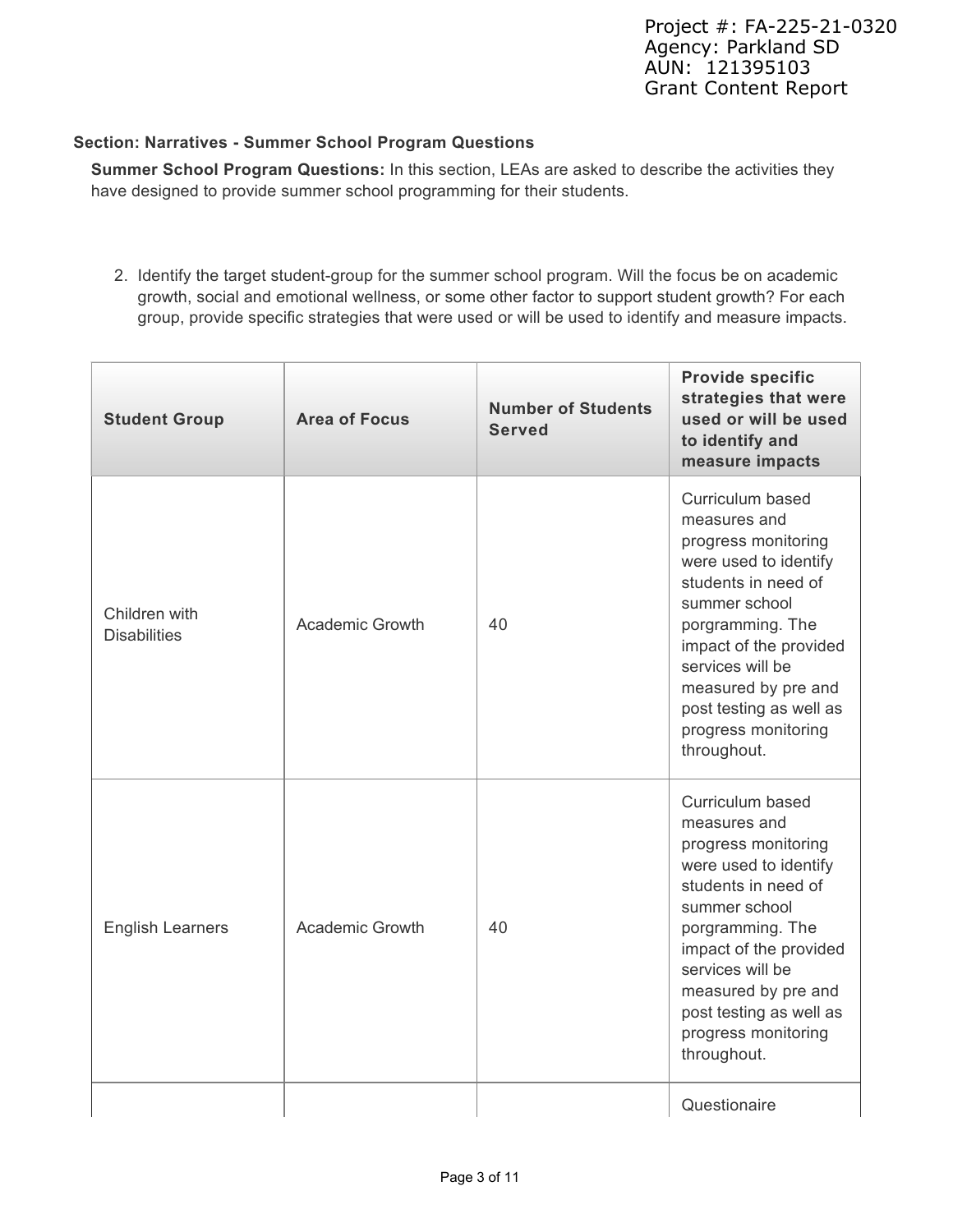## Section: Narratives - Summer School Program Questions

**Summer School Program Questions:** In this section, LEAs are asked to describe the activities they have designed to provide summer school programming for their students.

2. Identify the target student-group for the summer school program. Will the focus be on academic growth, social and emotional wellness, or some other factor to support student growth? For each group, provide specific strategies that were used or will be used to identify and measure impacts.

| Student Group | Area of Focus | Number of Students Served | Provide specific strategies that were used or will be used to identify and measure impacts |
|---|---|---|---|
| Children with Disabilities | Academic Growth | 40 | Curriculum based measures and progress monitoring were used to identify students in need of summer school porgramming. The impact of the provided services will be measured by pre and post testing as well as progress monitoring throughout. |
| English Learners | Academic Growth | 40 | Curriculum based measures and progress monitoring were used to identify students in need of summer school porgramming. The impact of the provided services will be measured by pre and post testing as well as progress monitoring throughout. |
| | | | Questionaire |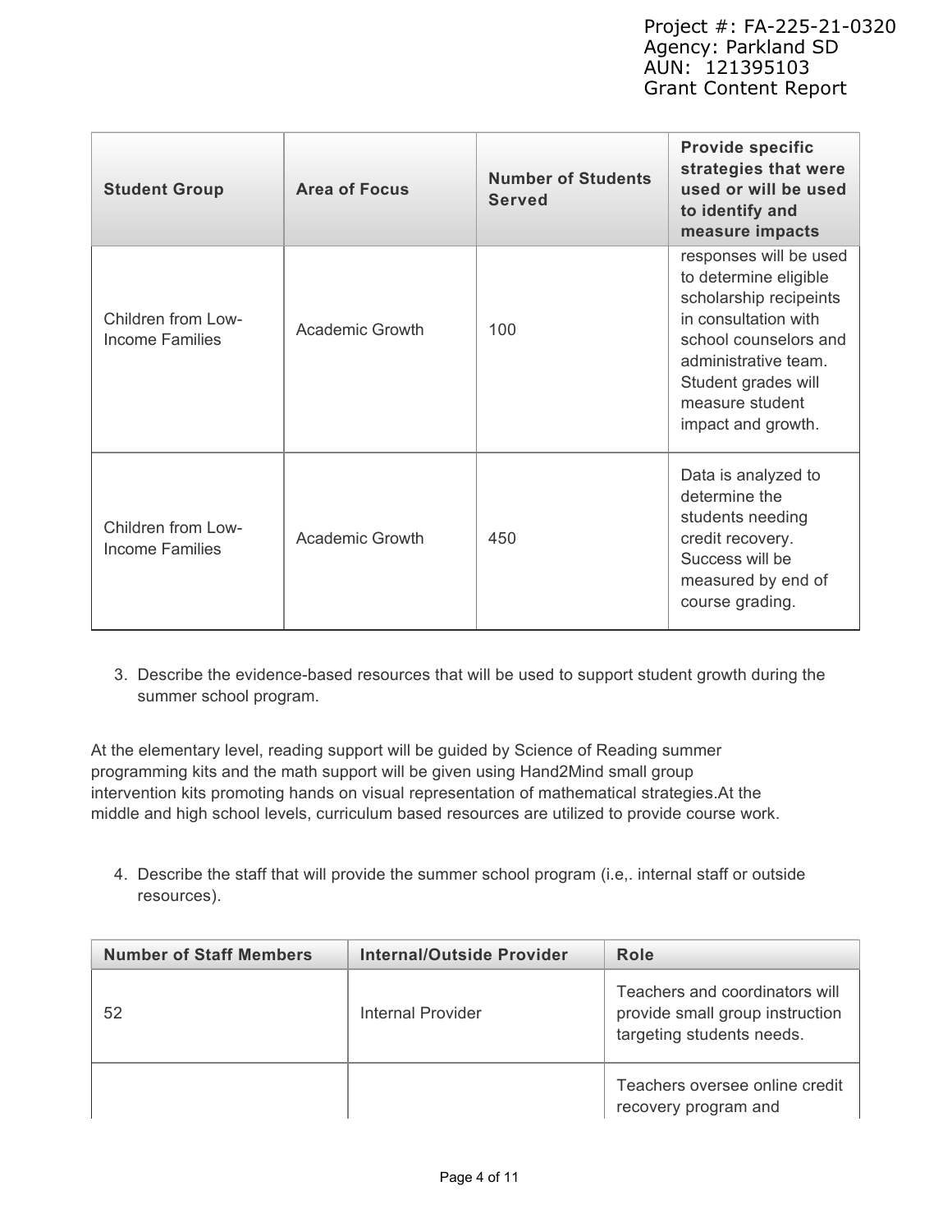| Student Group | Area of Focus | Number of Students Served | Provide specific strategies that were used or will be used to identify and measure impacts |
|---|---|---|---|
| Children from Low-Income Families | Academic Growth | 100 | responses will be used to determine eligible scholarship recipeints in consultation with school counselors and administrative team. Student grades will measure student impact and growth. |
| Children from Low-Income Families | Academic Growth | 450 | Data is analyzed to determine the students needing credit recovery. Success will be measured by end of course grading. |

3. Describe the evidence-based resources that will be used to support student growth during the summer school program.

At the elementary level, reading support will be guided by Science of Reading summer programming kits and the math support will be given using Hand2Mind small group intervention kits promoting hands on visual representation of mathematical strategies.At the middle and high school levels, curriculum based resources are utilized to provide course work.

4. Describe the staff that will provide the summer school program (i.e,. internal staff or outside resources).

| Number of Staff Members | Internal/Outside Provider | Role |
|---|---|---|
| 52 | Internal Provider | Teachers and coordinators will provide small group instruction targeting students needs. |
| | | Teachers oversee online credit recovery program and |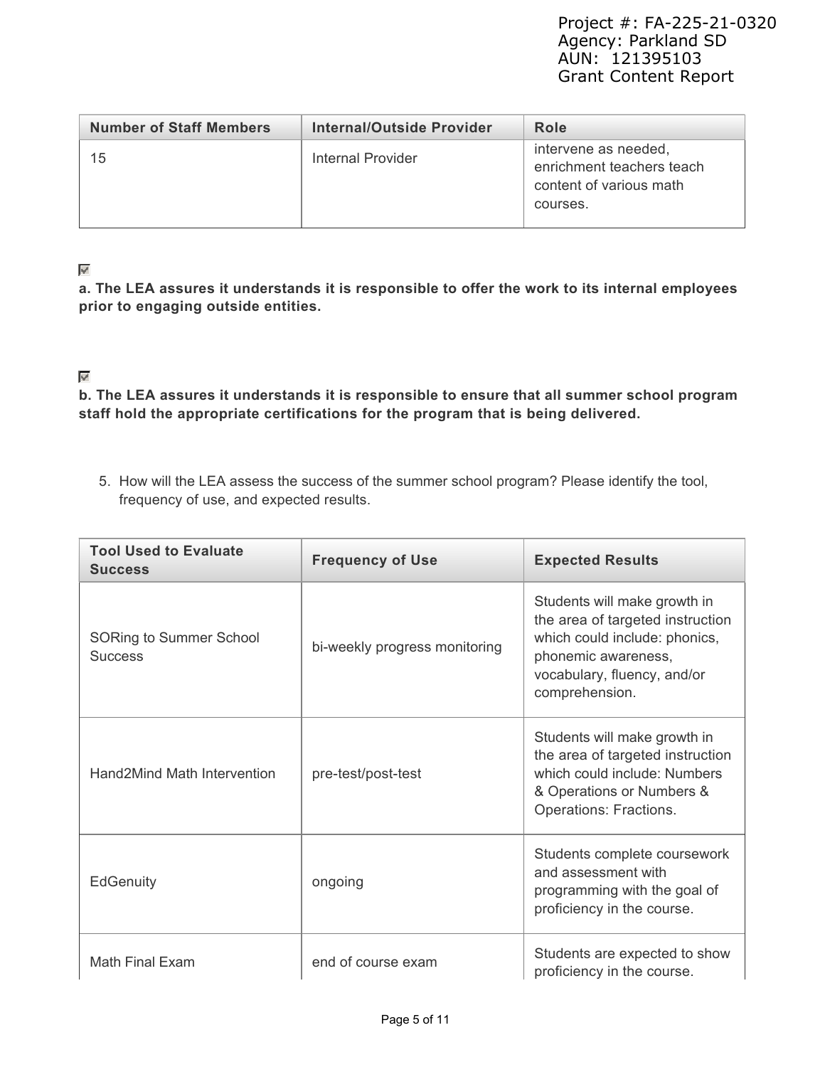| Number of Staff Members | Internal/Outside Provider | Role |
|---|---|---|
| 15 | Internal Provider | intervene as needed, enrichment teachers teach content of various math courses. |

☑

**a. The LEA assures it understands it is responsible to offer the work to its internal employees prior to engaging outside entities.**

☑

**b. The LEA assures it understands it is responsible to ensure that all summer school program staff hold the appropriate certifications for the program that is being delivered.**

5. How will the LEA assess the success of the summer school program? Please identify the tool, frequency of use, and expected results.

| Tool Used to Evaluate Success | Frequency of Use | Expected Results |
|---|---|---|
| SORing to Summer School Success | bi-weekly progress monitoring | Students will make growth in the area of targeted instruction which could include: phonics, phonemic awareness, vocabulary, fluency, and/or comprehension. |
| Hand2Mind Math Intervention | pre-test/post-test | Students will make growth in the area of targeted instruction which could include: Numbers & Operations or Numbers & Operations: Fractions. |
| EdGenuity | ongoing | Students complete coursework and assessment with programming with the goal of proficiency in the course. |
| Math Final Exam | end of course exam | Students are expected to show proficiency in the course. |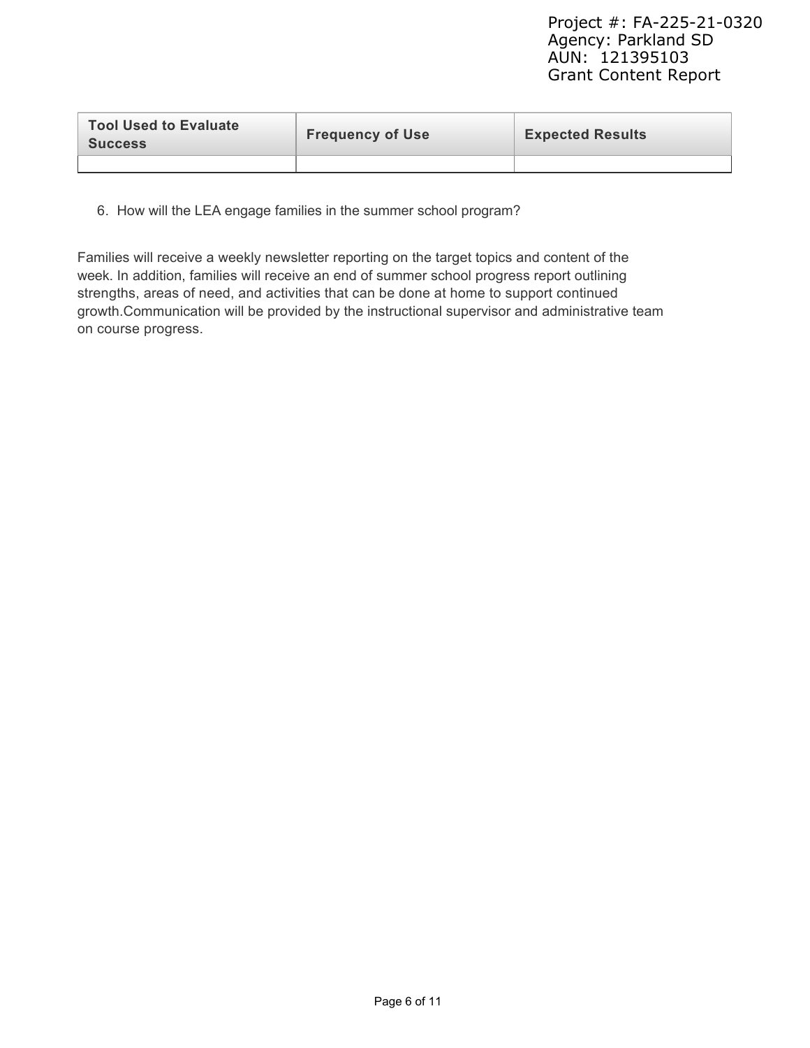| Tool Used to Evaluate Success | Frequency of Use | Expected Results |
| --- | --- | --- |
| | | |

6. How will the LEA engage families in the summer school program?

Families will receive a weekly newsletter reporting on the target topics and content of the week. In addition, families will receive an end of summer school progress report outlining strengths, areas of need, and activities that can be done at home to support continued growth.Communication will be provided by the instructional supervisor and administrative team on course progress.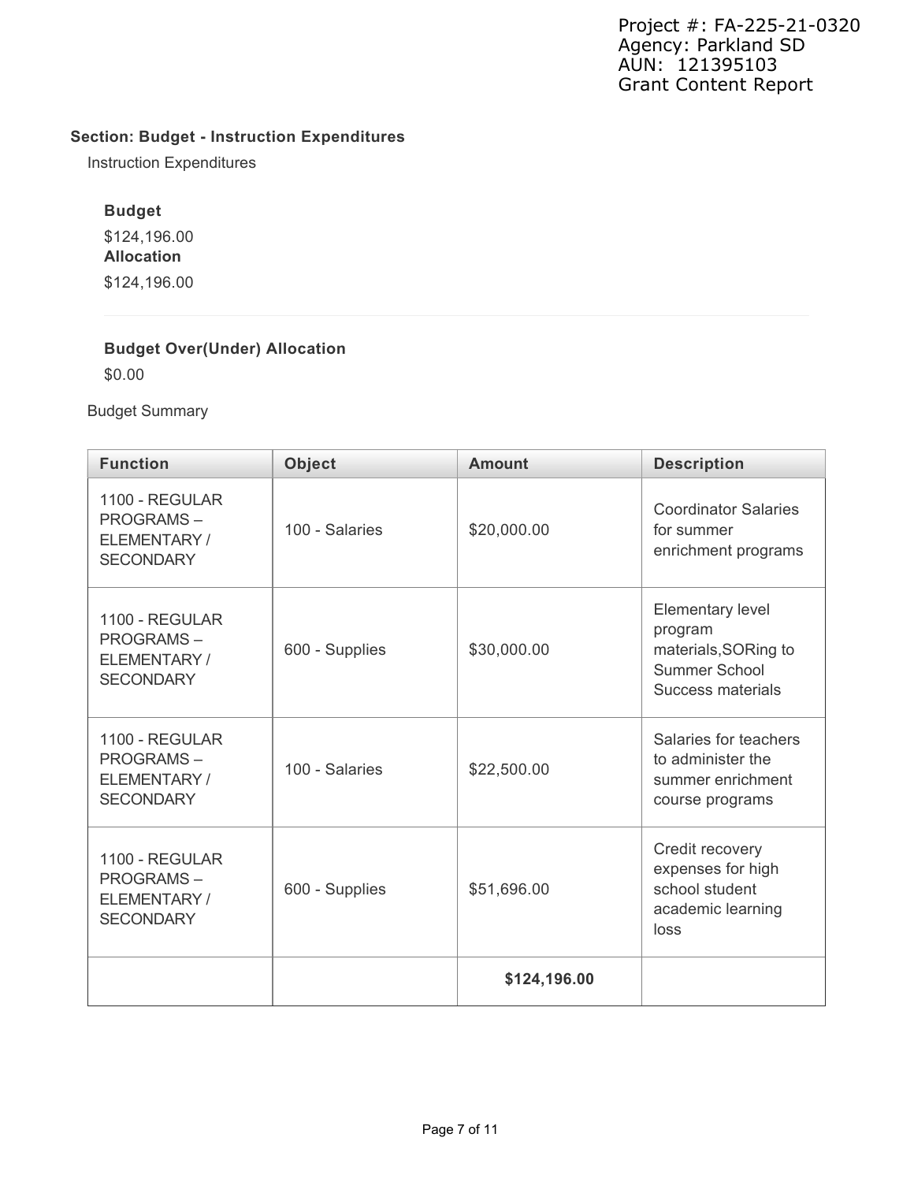Project #: FA-225-21-0320
Agency: Parkland SD
AUN: 121395103
Grant Content Report

### Section: Budget - Instruction Expenditures

Instruction Expenditures

**Budget**

$124,196.00

**Allocation**

$124,196.00

**Budget Over(Under) Allocation**

$0.00

Budget Summary

| Function | Object | Amount | Description |
| --- | --- | --- | --- |
| 1100 - REGULAR PROGRAMS – ELEMENTARY / SECONDARY | 100 - Salaries | $20,000.00 | Coordinator Salaries for summer enrichment programs |
| 1100 - REGULAR PROGRAMS – ELEMENTARY / SECONDARY | 600 - Supplies | $30,000.00 | Elementary level program materials,SORing to Summer School Success materials |
| 1100 - REGULAR PROGRAMS – ELEMENTARY / SECONDARY | 100 - Salaries | $22,500.00 | Salaries for teachers to administer the summer enrichment course programs |
| 1100 - REGULAR PROGRAMS – ELEMENTARY / SECONDARY | 600 - Supplies | $51,696.00 | Credit recovery expenses for high school student academic learning loss |
| | | **$124,196.00** | |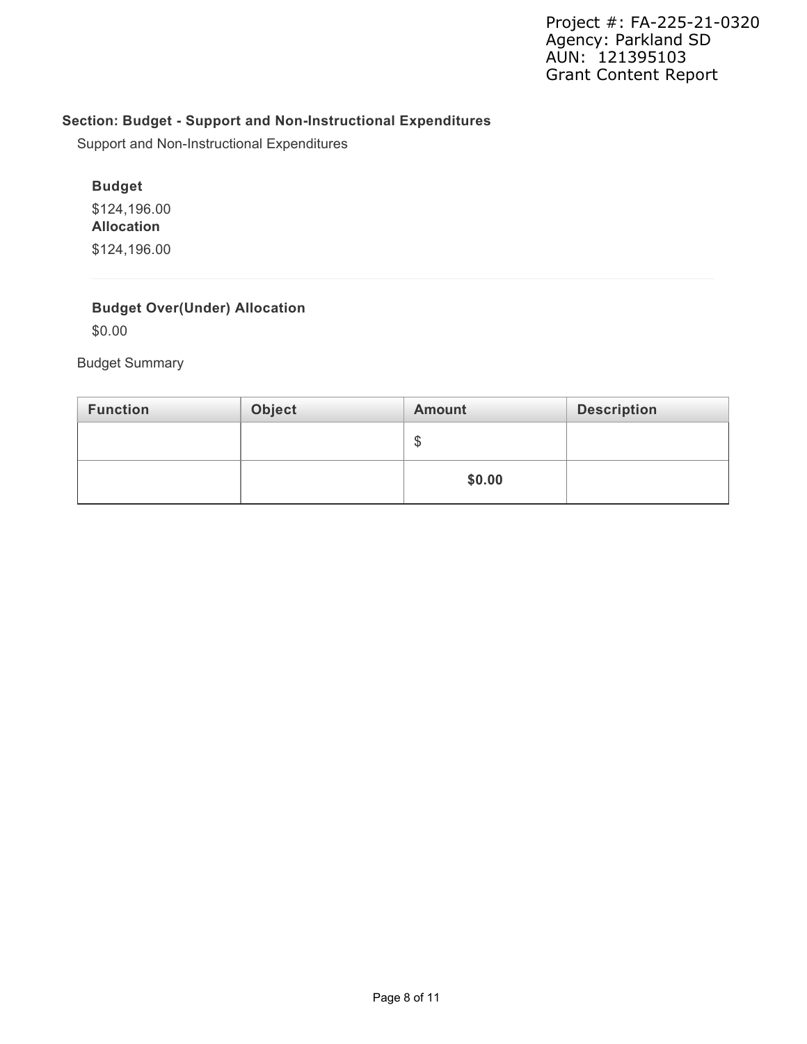Project #: FA-225-21-0320
Agency: Parkland SD
AUN: 121395103
Grant Content Report

## Section: Budget - Support and Non-Instructional Expenditures

Support and Non-Instructional Expenditures

**Budget**

$124,196.00

**Allocation**

$124,196.00

**Budget Over(Under) Allocation**

$0.00

Budget Summary

| Function | Object | Amount | Description |
|---|---|---|---|
| | | $ | |
| | | **$0.00** | |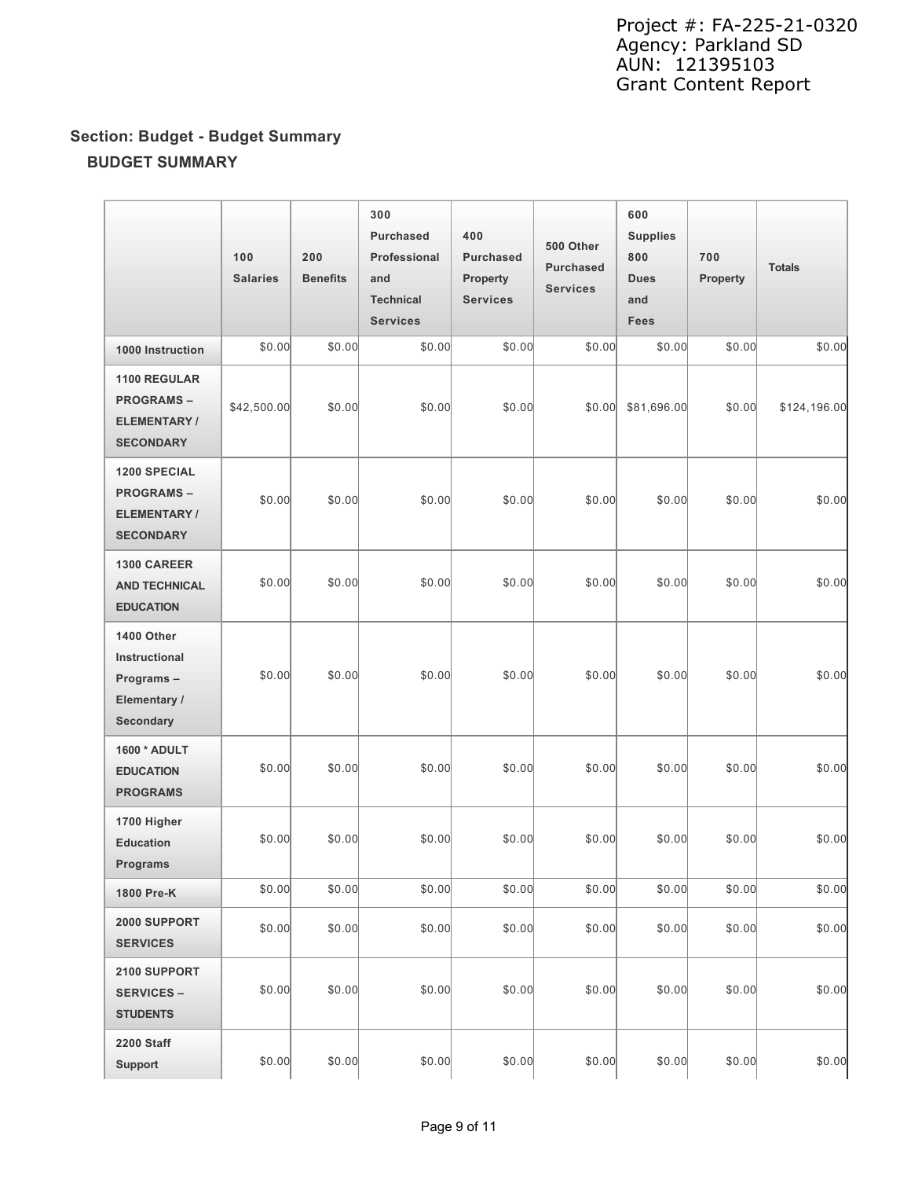## Section: Budget - Budget Summary

### BUDGET SUMMARY

| | 100 Salaries | 200 Benefits | 300 Purchased Professional and Technical Services | 400 Purchased Property Services | 500 Other Purchased Services | 600 Supplies 800 Dues and Fees | 700 Property | Totals |
|---|---|---|---|---|---|---|---|---|
| **1000 Instruction** | $0.00 | $0.00 | $0.00 | $0.00 | $0.00 | $0.00 | $0.00 | $0.00 |
| **1100 REGULAR PROGRAMS – ELEMENTARY / SECONDARY** | $42,500.00 | $0.00 | $0.00 | $0.00 | $0.00 | $81,696.00 | $0.00 | $124,196.00 |
| **1200 SPECIAL PROGRAMS – ELEMENTARY / SECONDARY** | $0.00 | $0.00 | $0.00 | $0.00 | $0.00 | $0.00 | $0.00 | $0.00 |
| **1300 CAREER AND TECHNICAL EDUCATION** | $0.00 | $0.00 | $0.00 | $0.00 | $0.00 | $0.00 | $0.00 | $0.00 |
| **1400 Other Instructional Programs – Elementary / Secondary** | $0.00 | $0.00 | $0.00 | $0.00 | $0.00 | $0.00 | $0.00 | $0.00 |
| **1600 * ADULT EDUCATION PROGRAMS** | $0.00 | $0.00 | $0.00 | $0.00 | $0.00 | $0.00 | $0.00 | $0.00 |
| **1700 Higher Education Programs** | $0.00 | $0.00 | $0.00 | $0.00 | $0.00 | $0.00 | $0.00 | $0.00 |
| **1800 Pre-K** | $0.00 | $0.00 | $0.00 | $0.00 | $0.00 | $0.00 | $0.00 | $0.00 |
| **2000 SUPPORT SERVICES** | $0.00 | $0.00 | $0.00 | $0.00 | $0.00 | $0.00 | $0.00 | $0.00 |
| **2100 SUPPORT SERVICES – STUDENTS** | $0.00 | $0.00 | $0.00 | $0.00 | $0.00 | $0.00 | $0.00 | $0.00 |
| **2200 Staff Support** | $0.00 | $0.00 | $0.00 | $0.00 | $0.00 | $0.00 | $0.00 | $0.00 |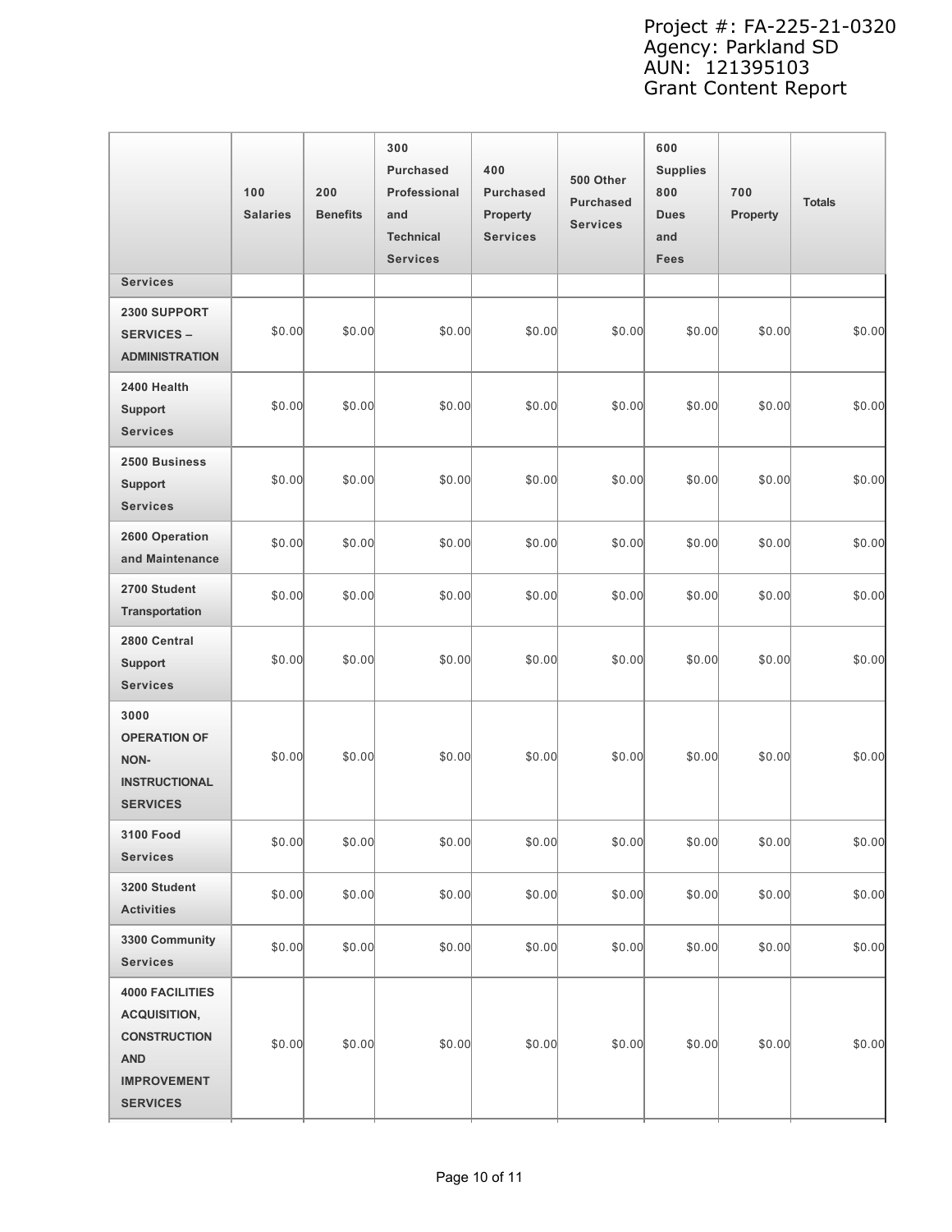| | 100 Salaries | 200 Benefits | 300 Purchased Professional and Technical Services | 400 Purchased Property Services | 500 Other Purchased Services | 600 Supplies 800 Dues and Fees | 700 Property | Totals |
|---|---|---|---|---|---|---|---|---|
| Services | | | | | | | | |
| **2300 SUPPORT SERVICES – ADMINISTRATION** | $0.00 | $0.00 | $0.00 | $0.00 | $0.00 | $0.00 | $0.00 | $0.00 |
| **2400 Health Support Services** | $0.00 | $0.00 | $0.00 | $0.00 | $0.00 | $0.00 | $0.00 | $0.00 |
| **2500 Business Support Services** | $0.00 | $0.00 | $0.00 | $0.00 | $0.00 | $0.00 | $0.00 | $0.00 |
| **2600 Operation and Maintenance** | $0.00 | $0.00 | $0.00 | $0.00 | $0.00 | $0.00 | $0.00 | $0.00 |
| **2700 Student Transportation** | $0.00 | $0.00 | $0.00 | $0.00 | $0.00 | $0.00 | $0.00 | $0.00 |
| **2800 Central Support Services** | $0.00 | $0.00 | $0.00 | $0.00 | $0.00 | $0.00 | $0.00 | $0.00 |
| **3000 OPERATION OF NON-INSTRUCTIONAL SERVICES** | $0.00 | $0.00 | $0.00 | $0.00 | $0.00 | $0.00 | $0.00 | $0.00 |
| **3100 Food Services** | $0.00 | $0.00 | $0.00 | $0.00 | $0.00 | $0.00 | $0.00 | $0.00 |
| **3200 Student Activities** | $0.00 | $0.00 | $0.00 | $0.00 | $0.00 | $0.00 | $0.00 | $0.00 |
| **3300 Community Services** | $0.00 | $0.00 | $0.00 | $0.00 | $0.00 | $0.00 | $0.00 | $0.00 |
| **4000 FACILITIES ACQUISITION, CONSTRUCTION AND IMPROVEMENT SERVICES** | $0.00 | $0.00 | $0.00 | $0.00 | $0.00 | $0.00 | $0.00 | $0.00 |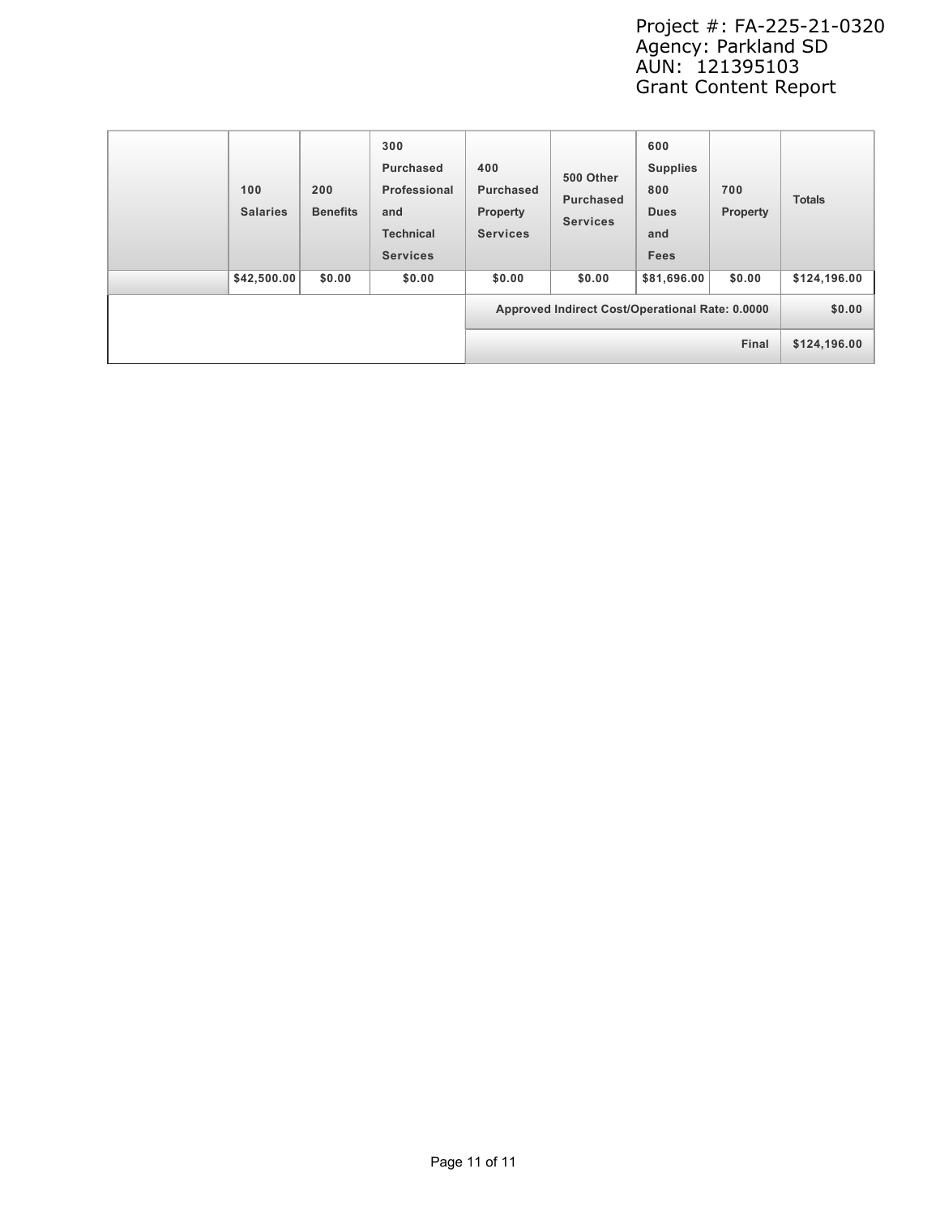| | 100 Salaries | 200 Benefits | 300 Purchased Professional and Technical Services | 400 Purchased Property Services | 500 Other Purchased Services | 600 Supplies 800 Dues and Fees | 700 Property | Totals |
|---|---|---|---|---|---|---|---|---|
| | $42,500.00 | $0.00 | $0.00 | $0.00 | $0.00 | $81,696.00 | $0.00 | $124,196.00 |
| | | | | Approved Indirect Cost/Operational Rate: 0.0000 | | | | $0.00 |
| | | | | | | | Final | $124,196.00 |